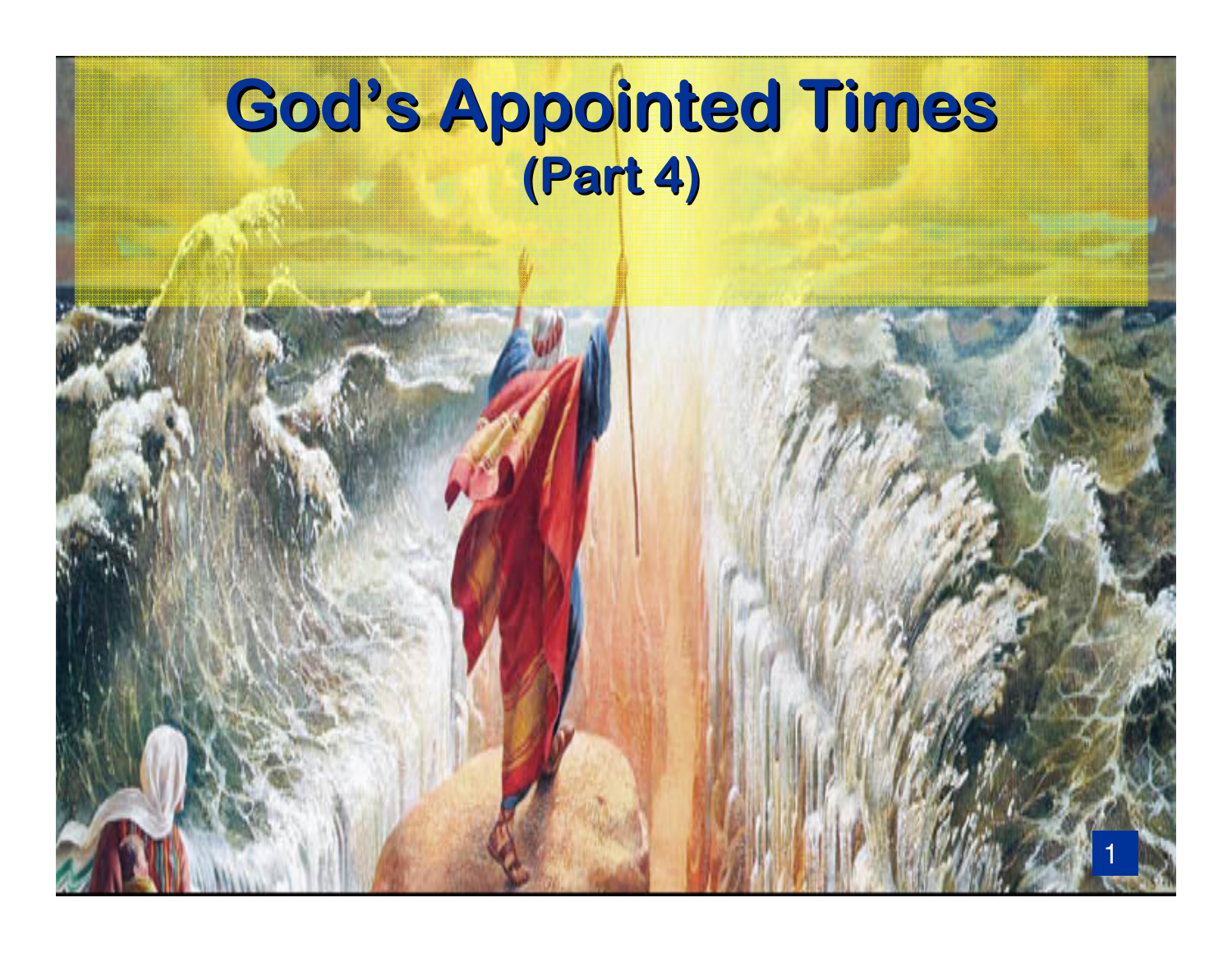# God's Appointed Times

## (Part 4)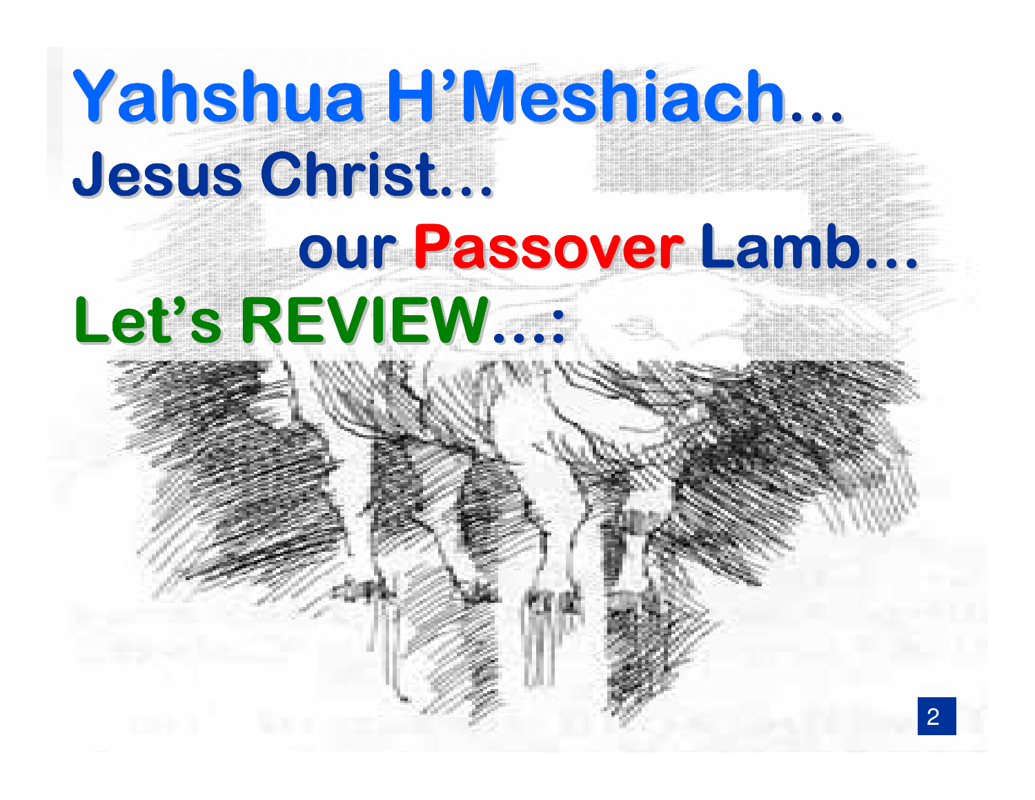# Yahshua H'Meshiach…

## Jesus Christ…

## our Passover Lamb…

## Let's REVIEW…: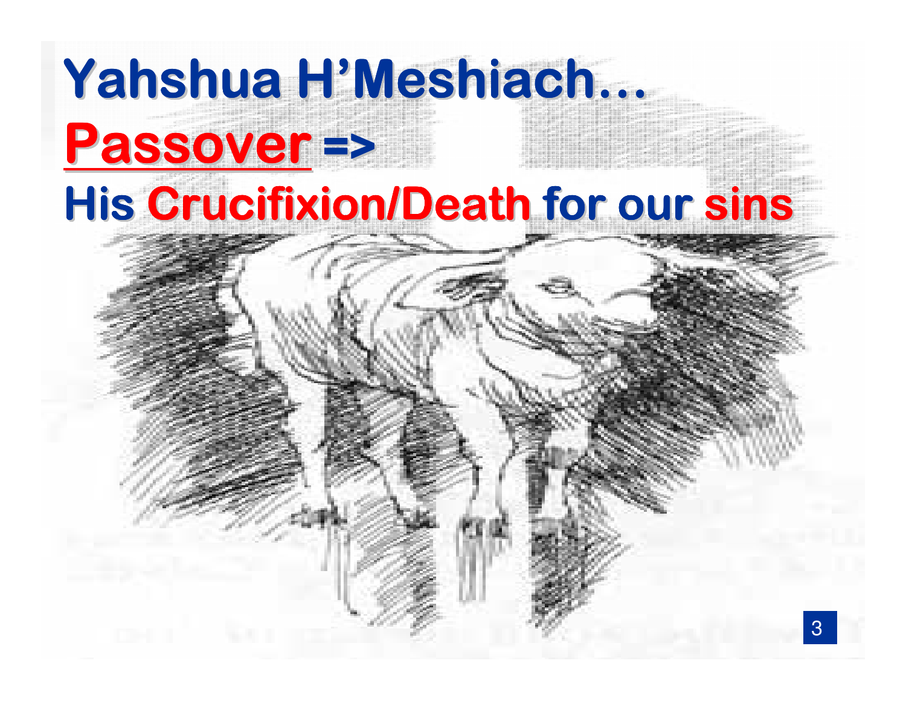# Yahshua H'Meshiach…

## Passover =>

## His Crucifixion/Death for our sins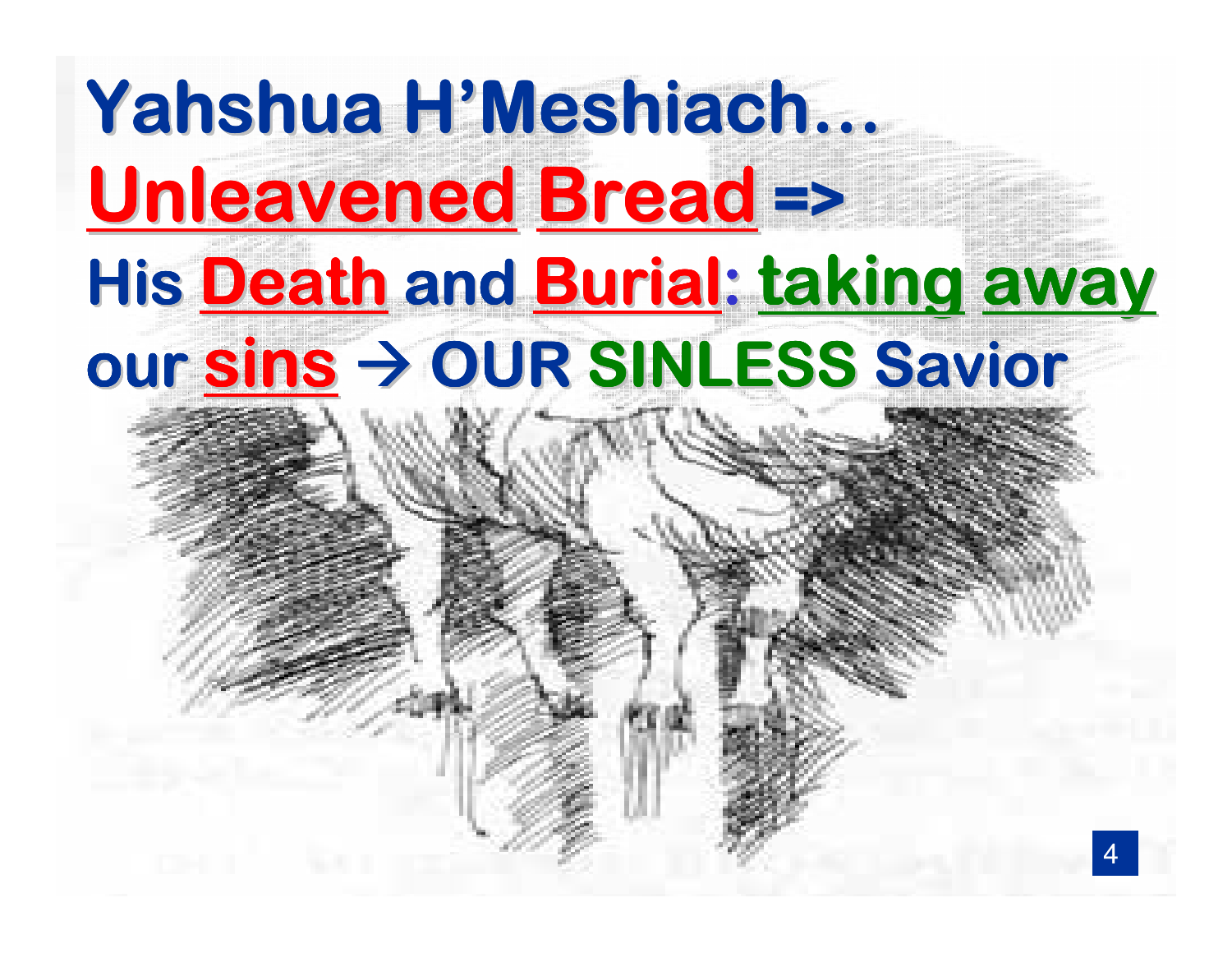# Yahshua H'Meshiach…

## Unleavened Bread =>

## His Death and Burial: taking away our sins → OUR SINLESS Savior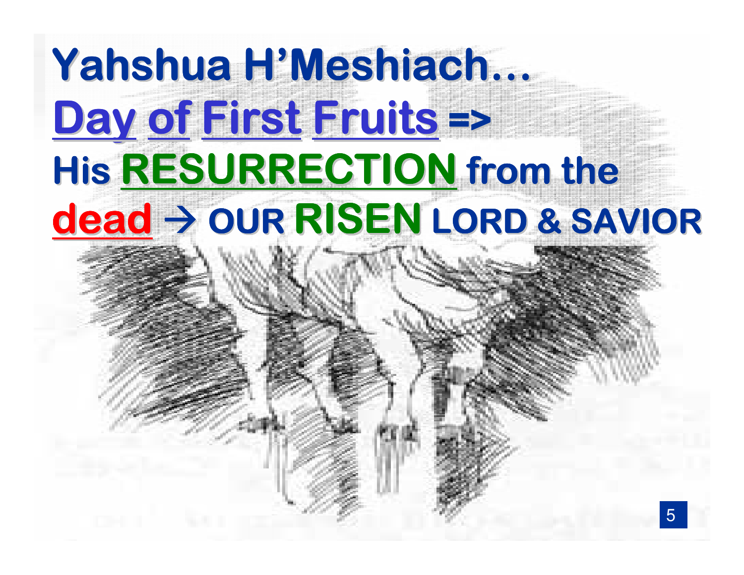# Yahshua H'Meshiach…

**Day of First Fruits =>**

**His RESURRECTION from the dead → OUR RISEN LORD & SAVIOR**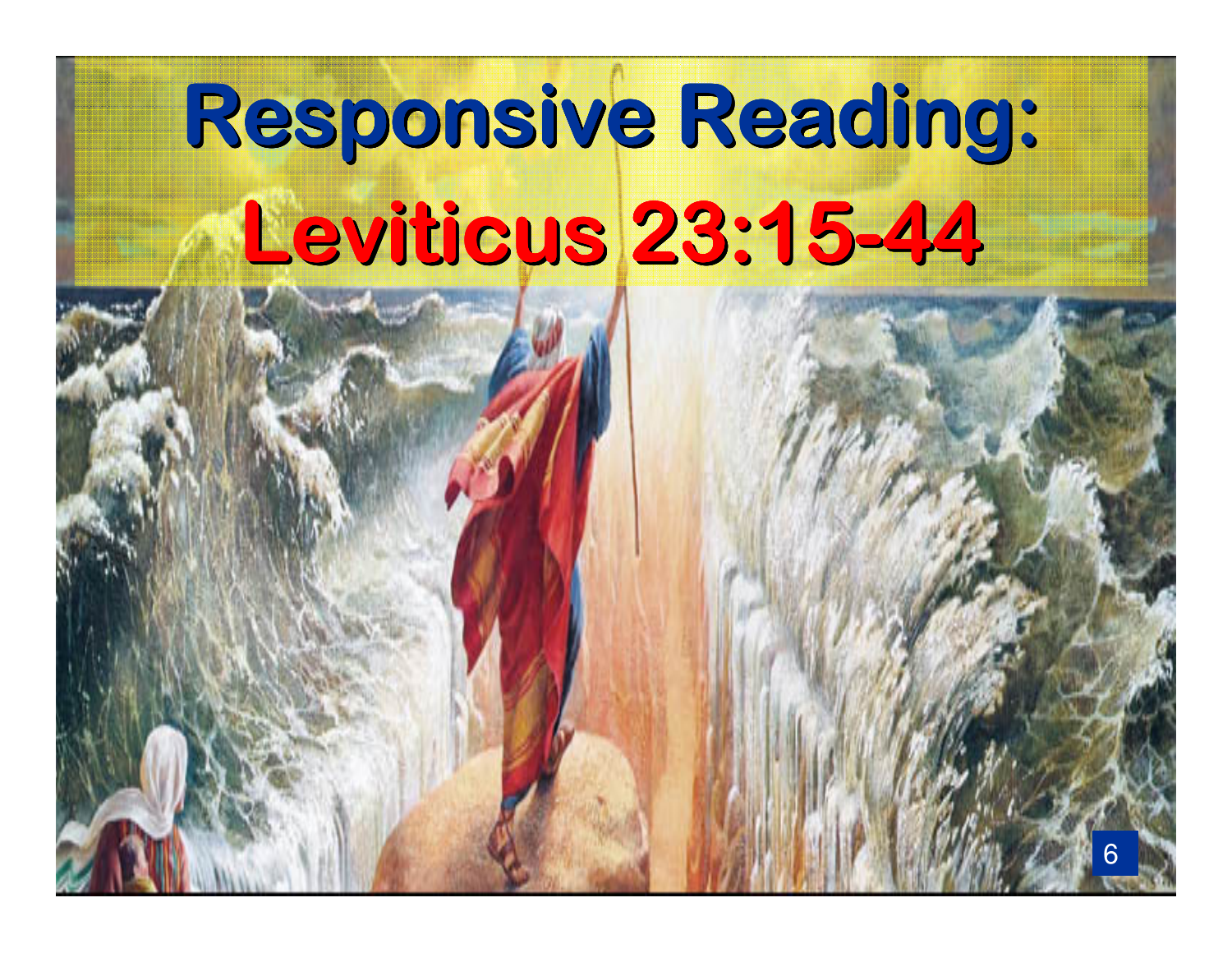# Responsive Reading:

# Leviticus 23:15-44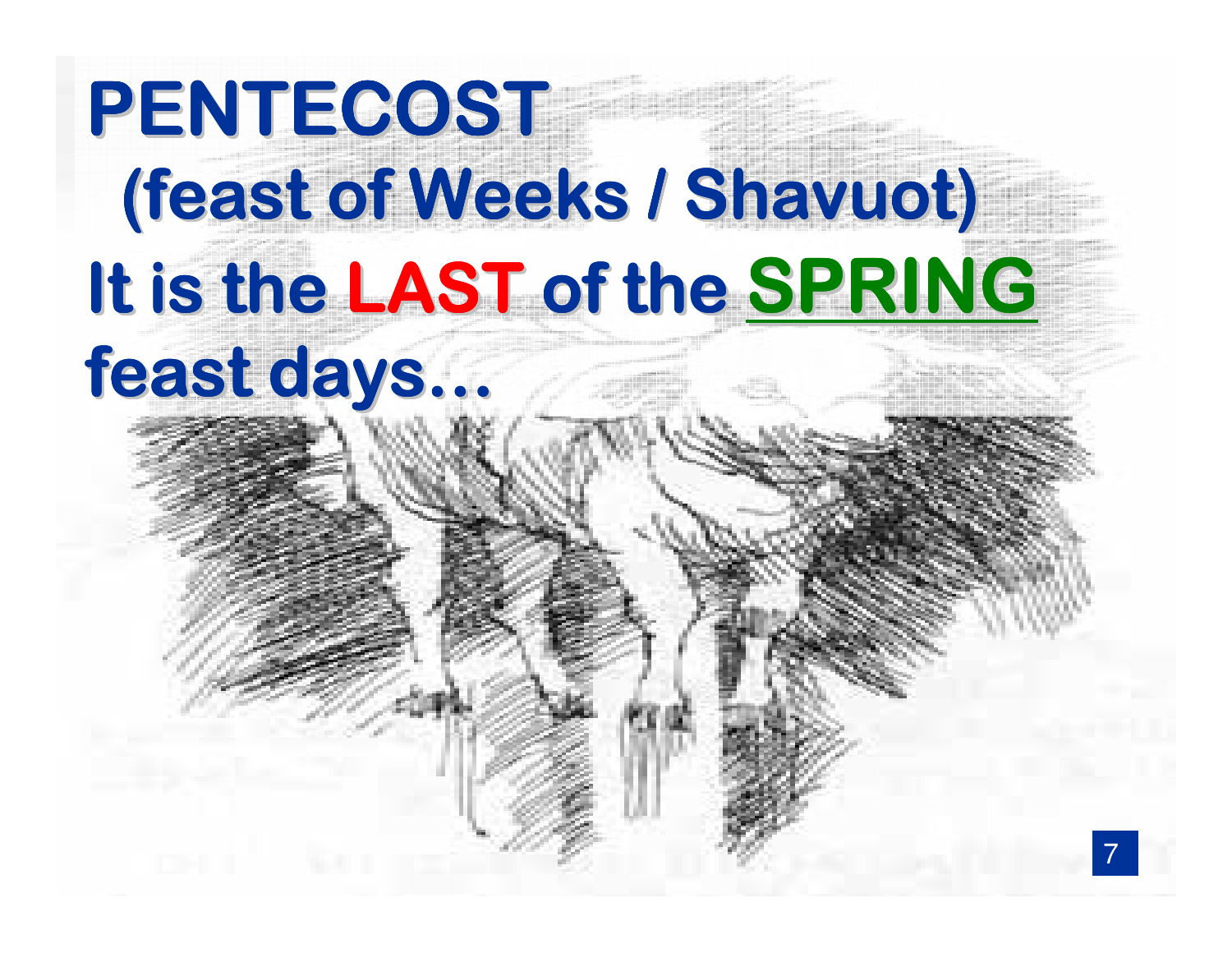# PENTECOST

## (feast of Weeks / Shavuot)

**It is the LAST of the SPRING feast days…**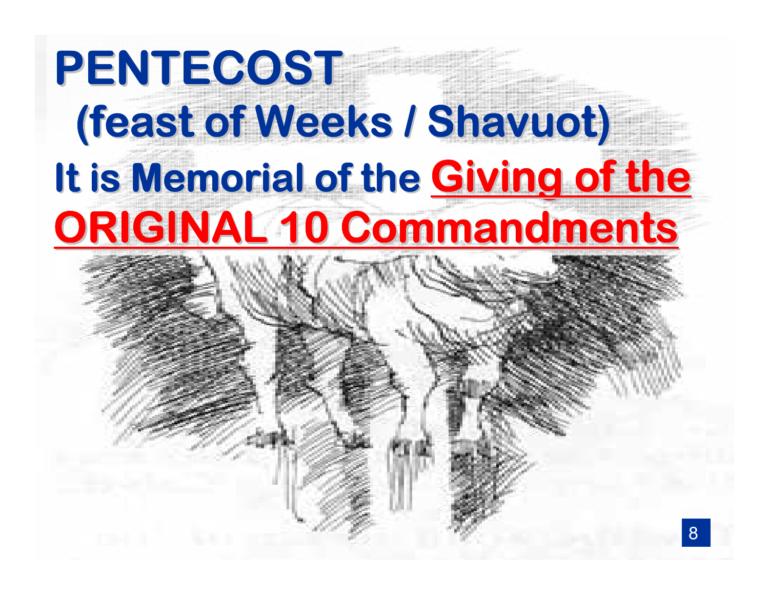# PENTECOST

## (feast of Weeks / Shavuot)

**It is Memorial of the Giving of the ORIGINAL 10 Commandments**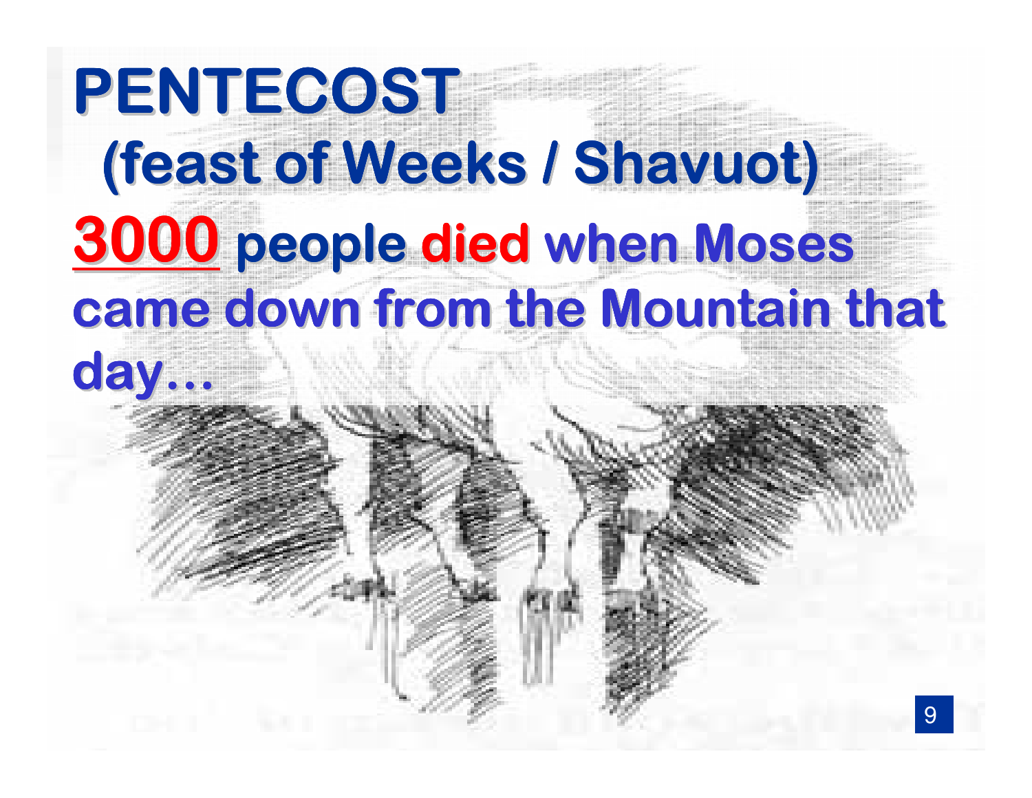# PENTECOST

## (feast of Weeks / Shavuot)

**3000** people **died** when Moses came down from the Mountain that day…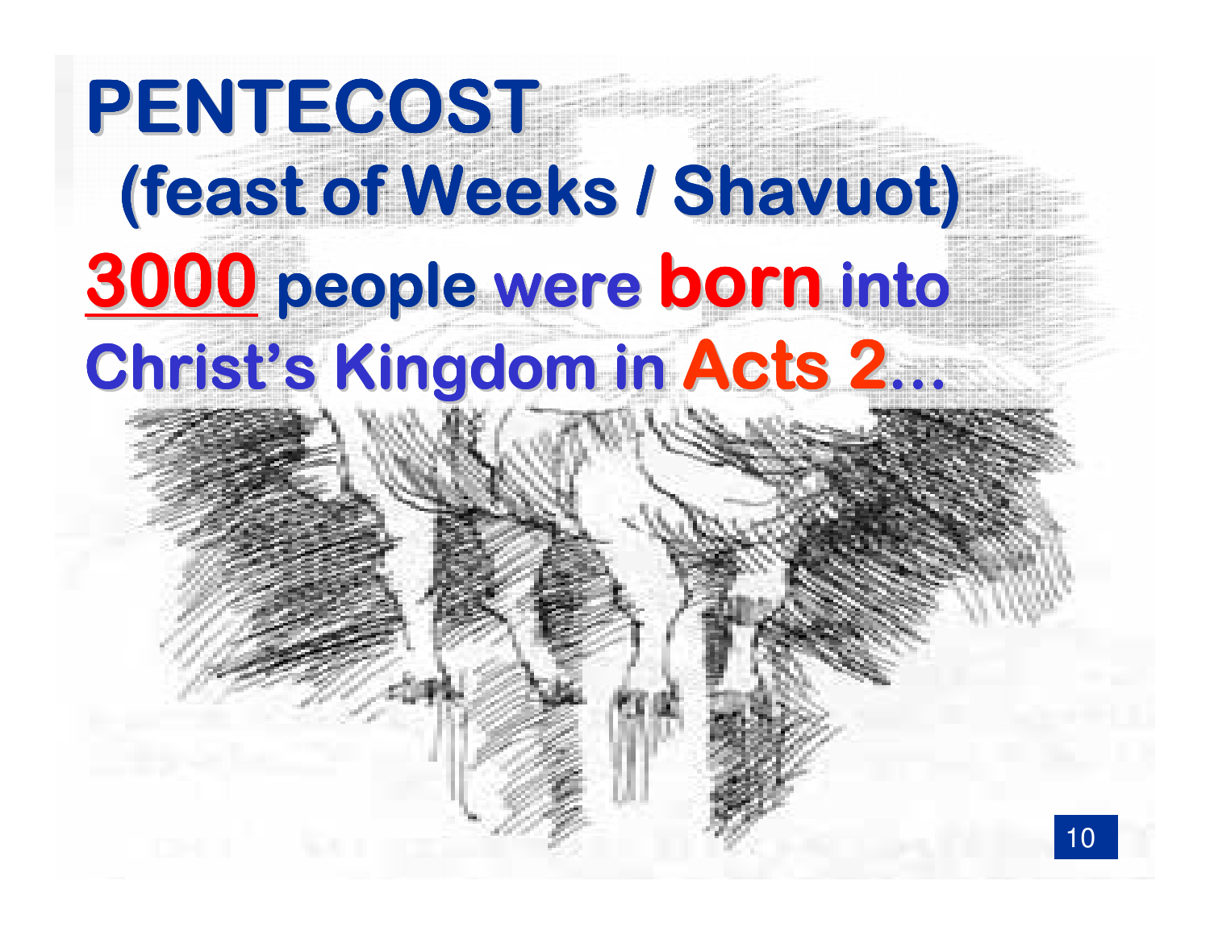# PENTECOST

## (feast of Weeks / Shavuot)

**3000** people were **born** into Christ's Kingdom in **Acts 2**...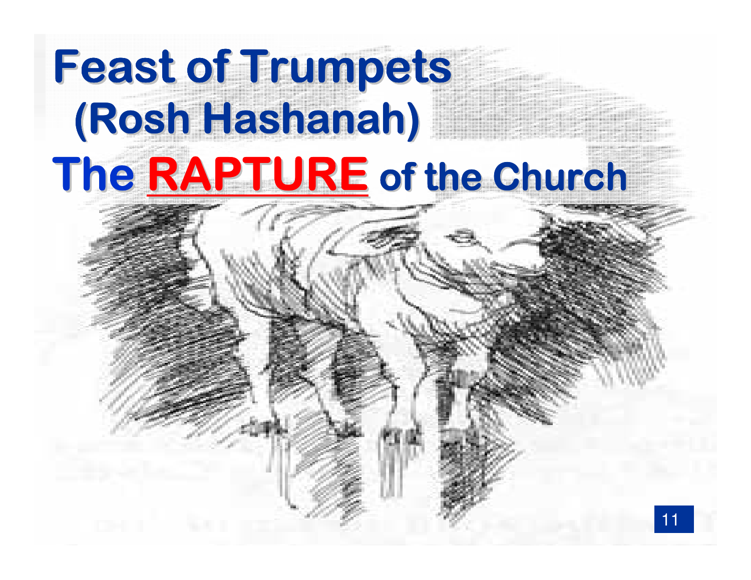# Feast of Trumpets
## (Rosh Hashanah)
## The **RAPTURE** of the Church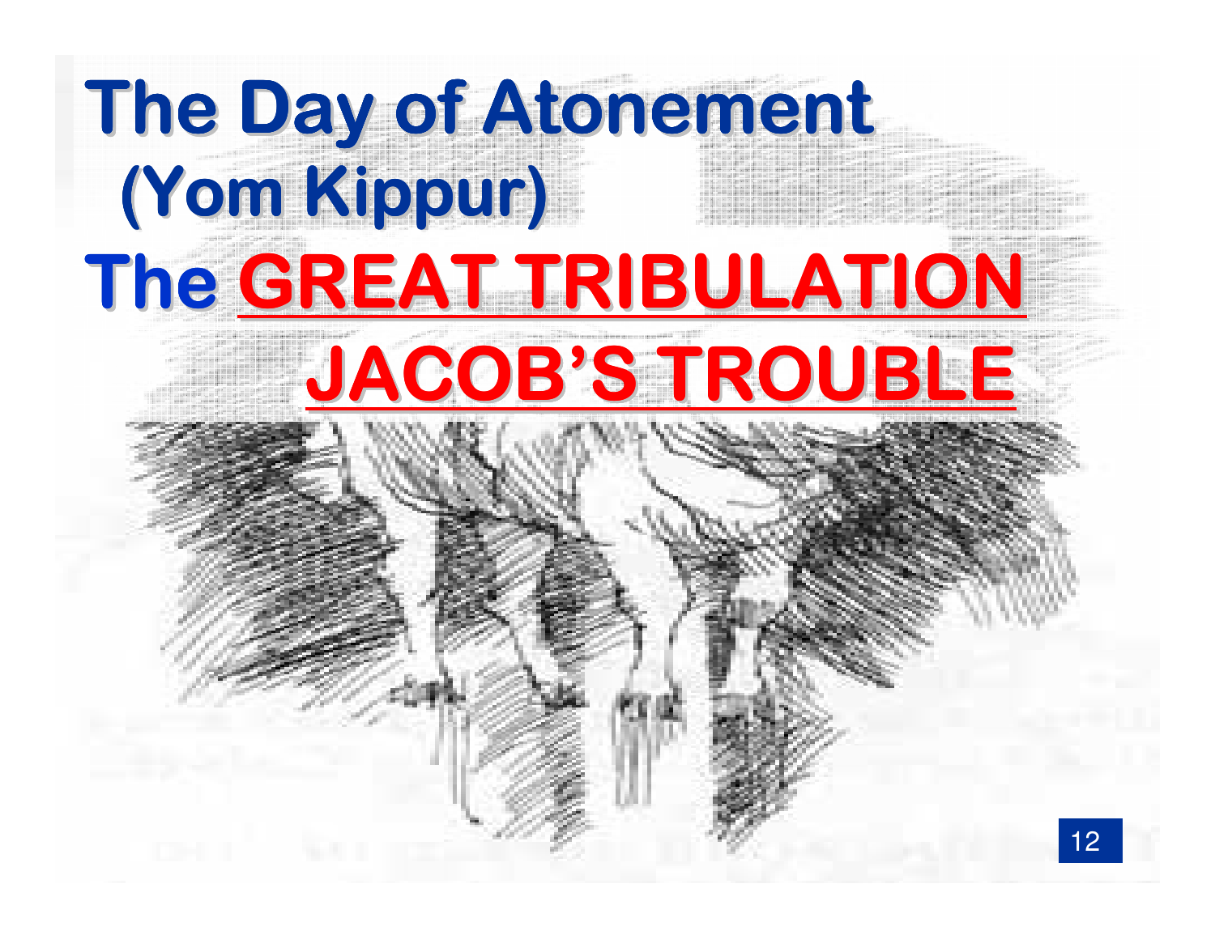# The Day of Atonement (Yom Kippur)

## The GREAT TRIBULATION JACOB'S TROUBLE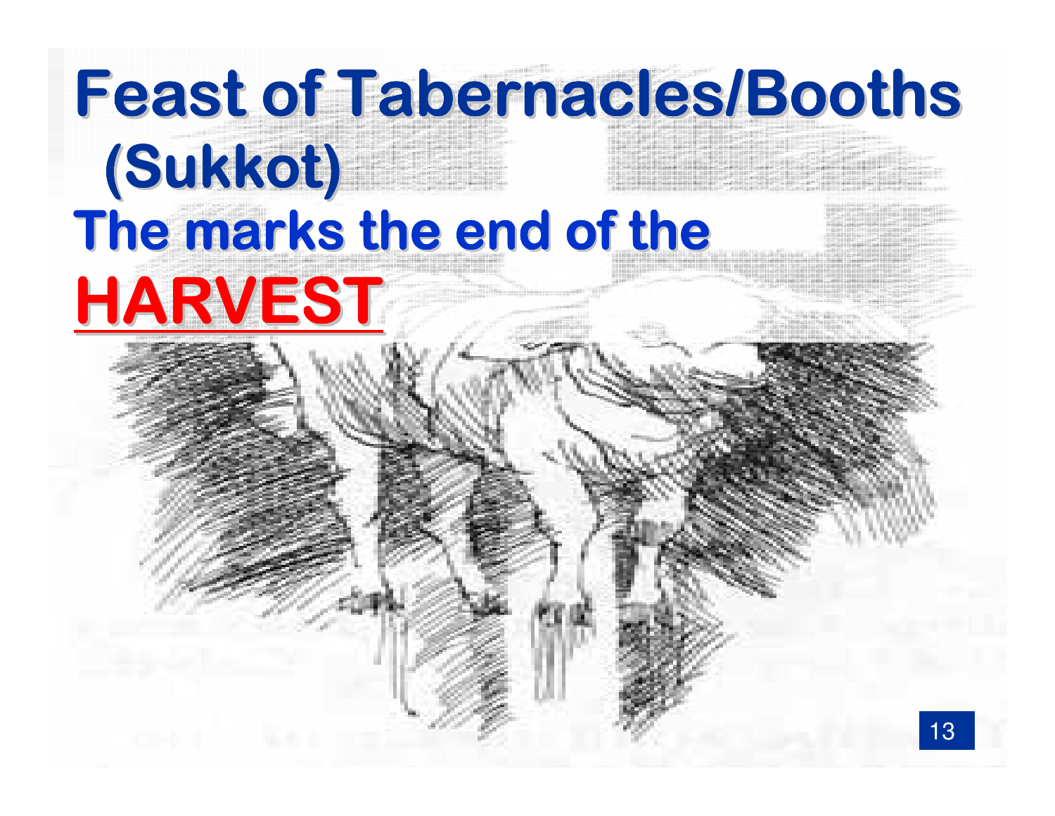# Feast of Tabernacles/Booths (Sukkot)

## The marks the end of the HARVEST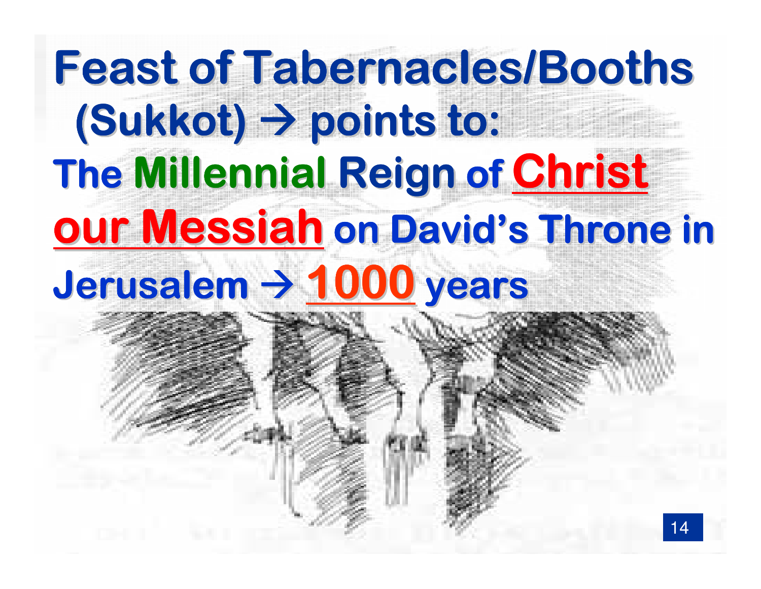# Feast of Tabernacles/Booths (Sukkot) → points to:

## The Millennial Reign of Christ our Messiah on David's Throne in Jerusalem → 1000 years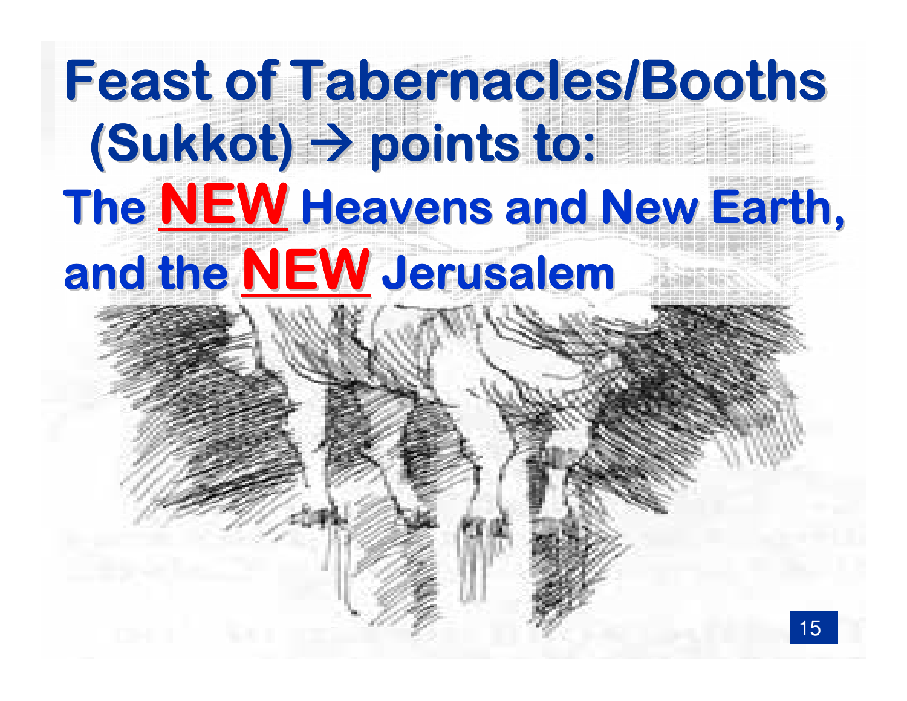# Feast of Tabernacles/Booths (Sukkot) → points to:

## The **NEW** Heavens and New Earth, and the **NEW** Jerusalem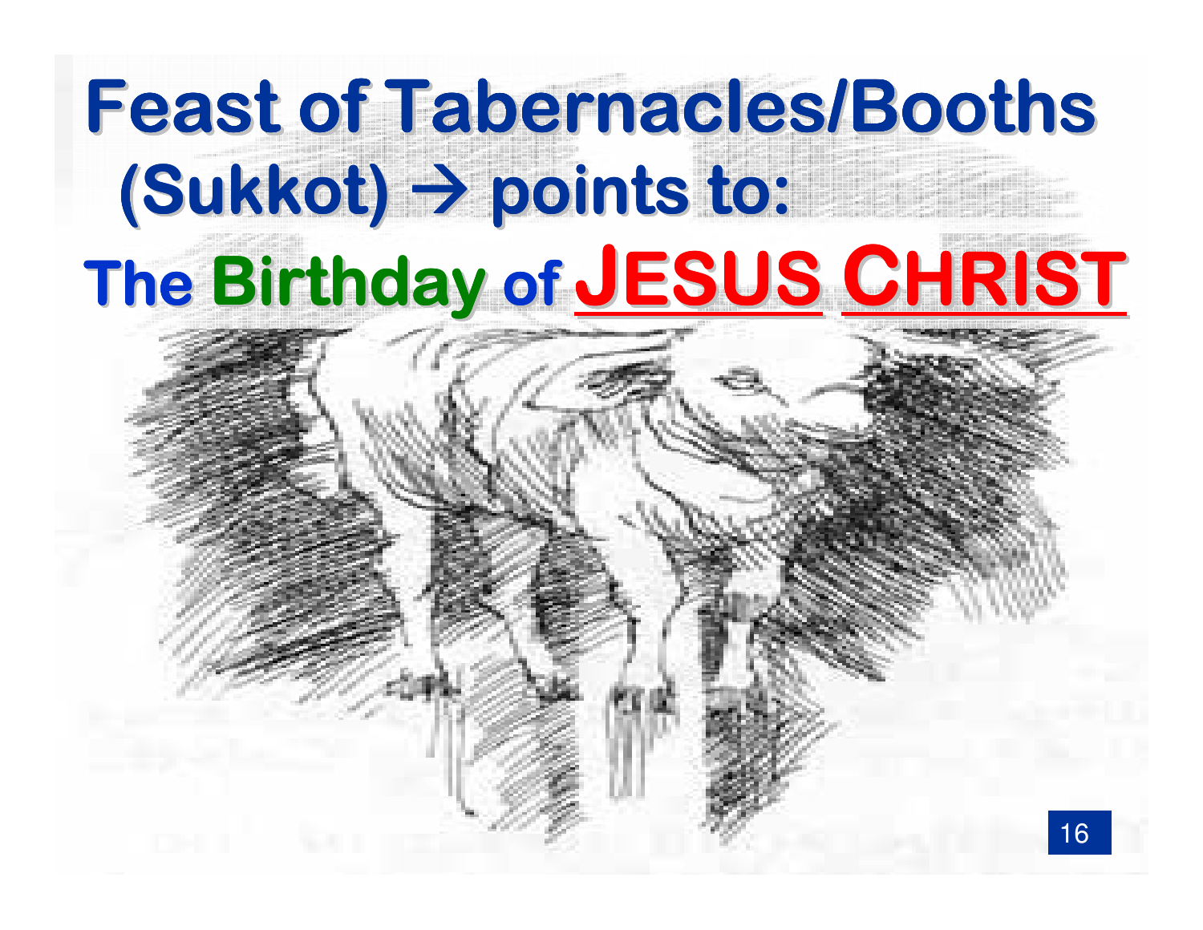# Feast of Tabernacles/Booths (Sukkot) → points to:

## The Birthday of JESUS CHRIST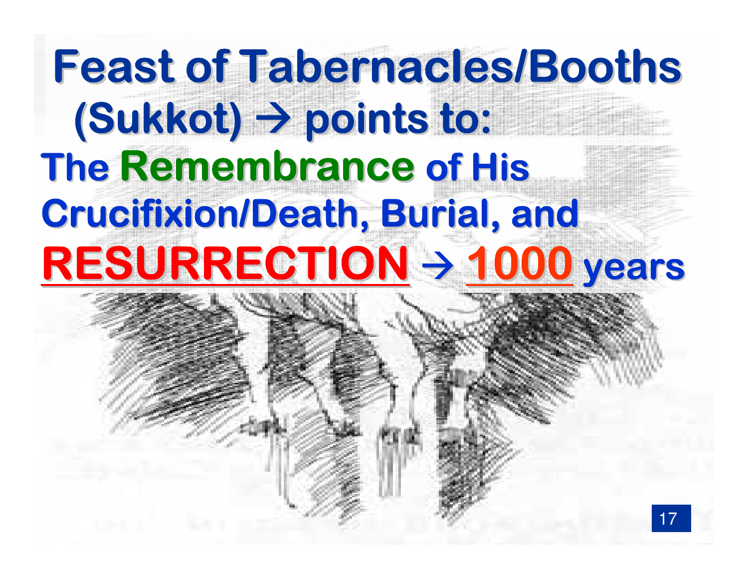# Feast of Tabernacles/Booths (Sukkot) → points to:

**The Remembrance of His Crucifixion/Death, Burial, and RESURRECTION → 1000 years**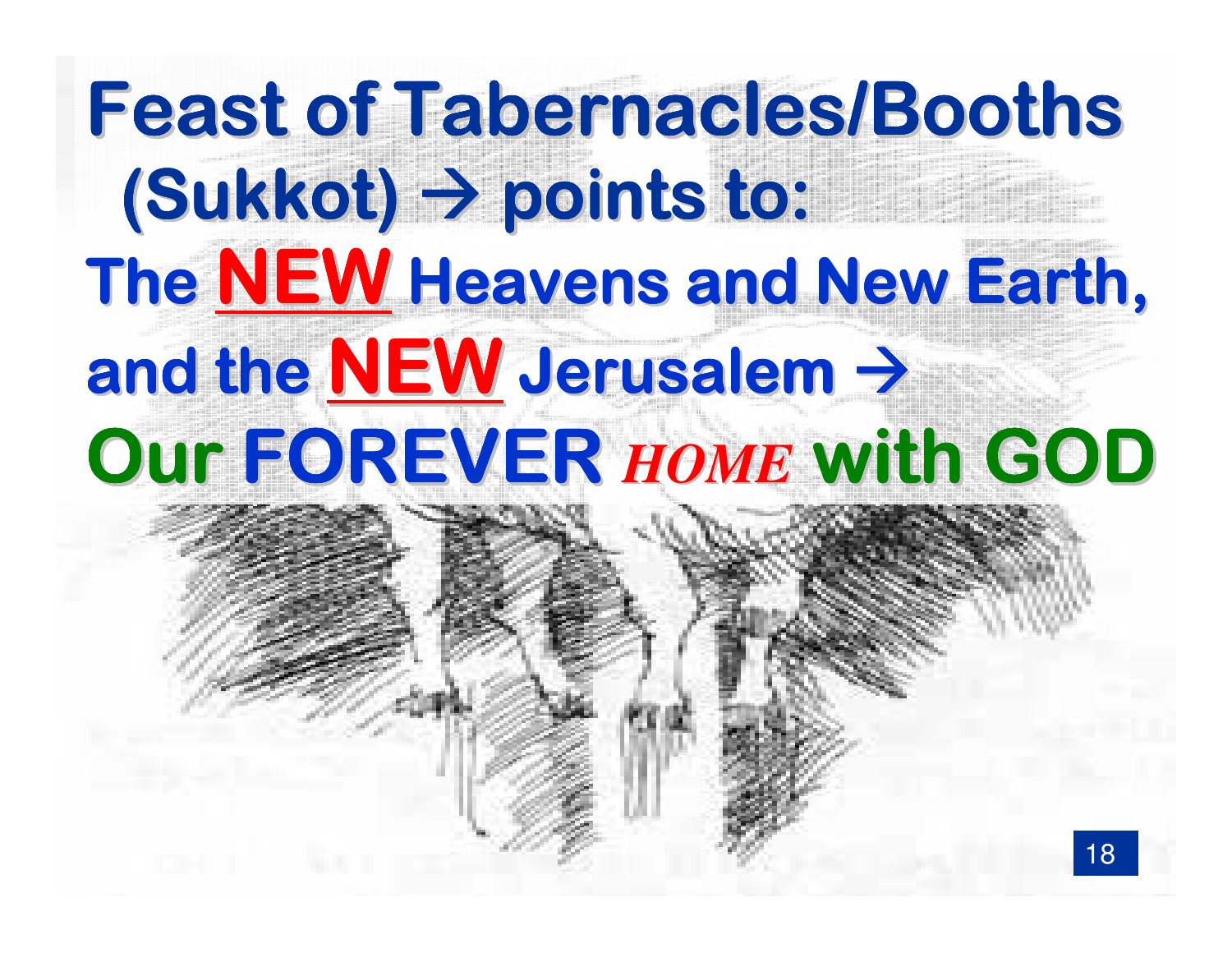# Feast of Tabernacles/Booths (Sukkot) → points to:

## The NEW Heavens and New Earth, and the NEW Jerusalem →

## Our FOREVER *HOME* with GOD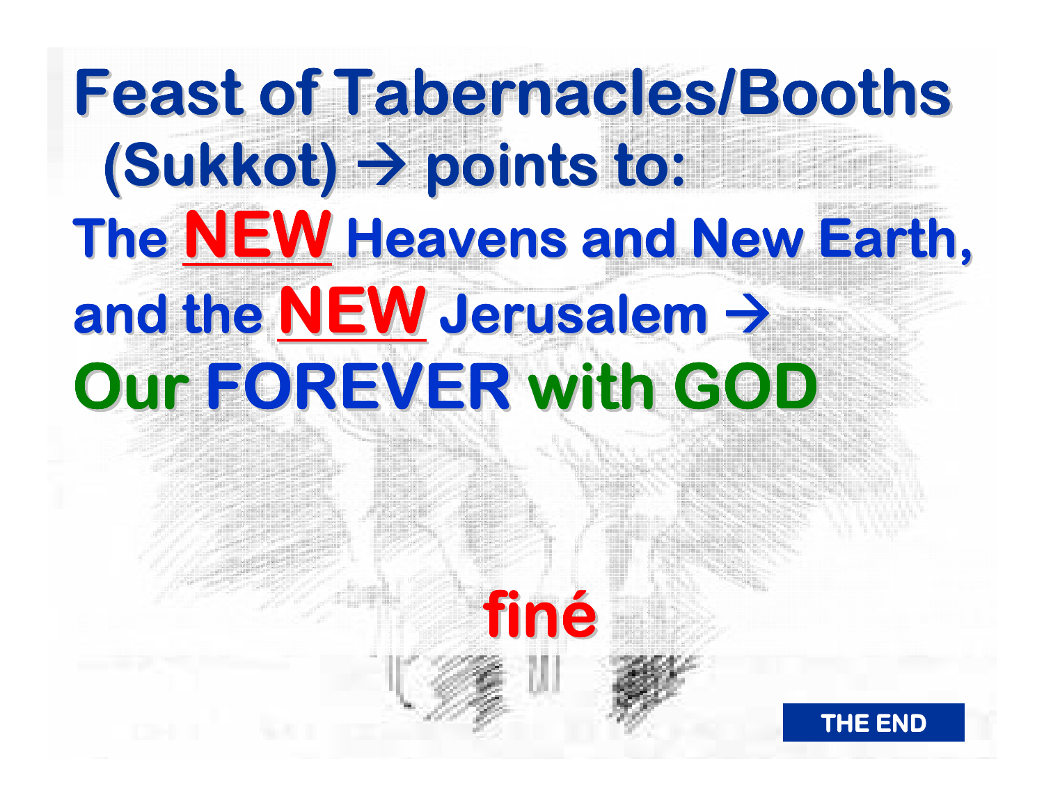# Feast of Tabernacles/Booths (Sukkot) → points to:

**The NEW Heavens and New Earth, and the NEW Jerusalem →**

**Our FOREVER with GOD**

**finé**

THE END